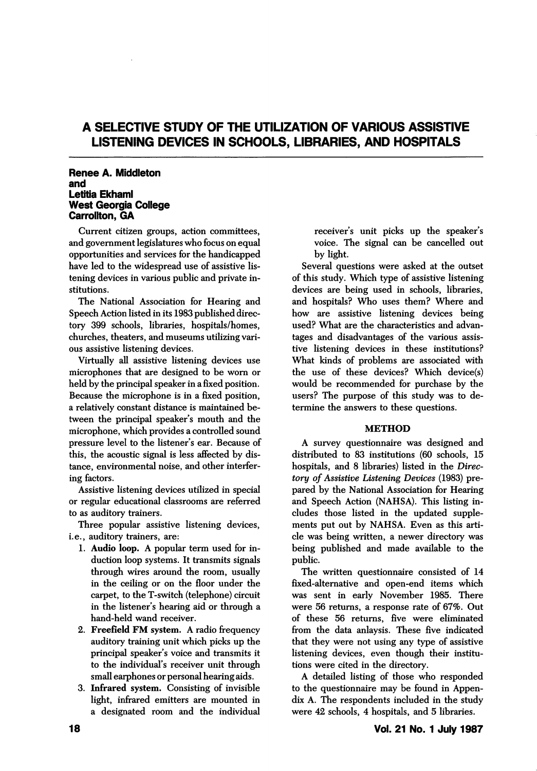# A SELECTIVE STUDY OF THE UTILIZATION OF VARIOUS ASSISTIVE LISTENING DEVICES IN SCHOOLS, LIBRARIES, AND HOSPITALS

**Renee A. Middleton**
**and**
**Letitia Ekhaml**
**West Georgia College**
**Carrollton, GA**

Current citizen groups, action committees, and government legislatures who focus on equal opportunities and services for the handicapped have led to the widespread use of assistive listening devices in various public and private institutions.

The National Association for Hearing and Speech Action listed in its 1983 published directory 399 schools, libraries, hospitals/homes, churches, theaters, and museums utilizing various assistive listening devices.

Virtually all assistive listening devices use microphones that are designed to be worn or held by the principal speaker in a fixed position. Because the microphone is in a fixed position, a relatively constant distance is maintained between the principal speaker's mouth and the microphone, which provides a controlled sound pressure level to the listener's ear. Because of this, the acoustic signal is less affected by distance, environmental noise, and other interfering factors.

Assistive listening devices utilized in special or regular educational classrooms are referred to as auditory trainers.

Three popular assistive listening devices, i.e., auditory trainers, are:

1. **Audio loop.** A popular term used for induction loop systems. It transmits signals through wires around the room, usually in the ceiling or on the floor under the carpet, to the T-switch (telephone) circuit in the listener's hearing aid or through a hand-held wand receiver.
2. **Freefield FM system.** A radio frequency auditory training unit which picks up the principal speaker's voice and transmits it to the individual's receiver unit through small earphones or personal hearing aids.
3. **Infrared system.** Consisting of invisible light, infrared emitters are mounted in a designated room and the individual receiver's unit picks up the speaker's voice. The signal can be cancelled out by light.

Several questions were asked at the outset of this study. Which type of assistive listening devices are being used in schools, libraries, and hospitals? Who uses them? Where and how are assistive listening devices being used? What are the characteristics and advantages and disadvantages of the various assistive listening devices in these institutions? What kinds of problems are associated with the use of these devices? Which device(s) would be recommended for purchase by the users? The purpose of this study was to determine the answers to these questions.

## METHOD

A survey questionnaire was designed and distributed to 83 institutions (60 schools, 15 hospitals, and 8 libraries) listed in the *Directory of Assistive Listening Devices* (1983) prepared by the National Association for Hearing and Speech Action (NAHSA). This listing includes those listed in the updated supplements put out by NAHSA. Even as this article was being written, a newer directory was being published and made available to the public.

The written questionnaire consisted of 14 fixed-alternative and open-end items which was sent in early November 1985. There were 56 returns, a response rate of 67%. Out of these 56 returns, five were eliminated from the data anlaysis. These five indicated that they were not using any type of assistive listening devices, even though their institutions were cited in the directory.

A detailed listing of those who responded to the questionnaire may be found in Appendix A. The respondents included in the study were 42 schools, 4 hospitals, and 5 libraries.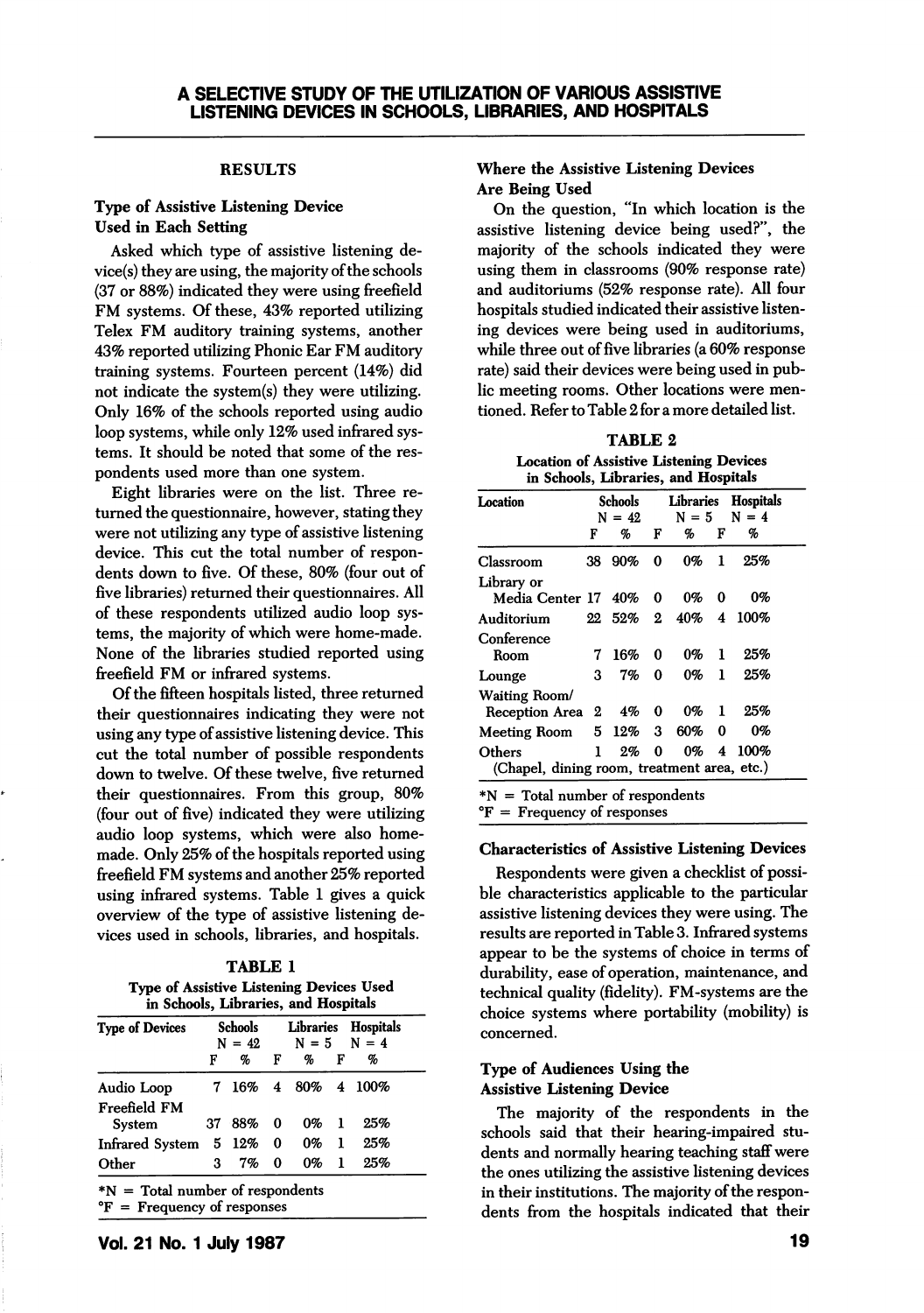# A SELECTIVE STUDY OF THE UTILIZATION OF VARIOUS ASSISTIVE LISTENING DEVICES IN SCHOOLS, LIBRARIES, AND HOSPITALS

## RESULTS

### Type of Assistive Listening Device Used in Each Setting

Asked which type of assistive listening device(s) they are using, the majority of the schools (37 or 88%) indicated they were using freefield FM systems. Of these, 43% reported utilizing Telex FM auditory training systems, another 43% reported utilizing Phonic Ear FM auditory training systems. Fourteen percent (14%) did not indicate the system(s) they were utilizing. Only 16% of the schools reported using audio loop systems, while only 12% used infrared systems. It should be noted that some of the respondents used more than one system.

Eight libraries were on the list. Three returned the questionnaire, however, stating they were not utilizing any type of assistive listening device. This cut the total number of respondents down to five. Of these, 80% (four out of five libraries) returned their questionnaires. All of these respondents utilized audio loop systems, the majority of which were home-made. None of the libraries studied reported using freefield FM or infrared systems.

Of the fifteen hospitals listed, three returned their questionnaires indicating they were not using any type of assistive listening device. This cut the total number of possible respondents down to twelve. Of these twelve, five returned their questionnaires. From this group, 80% (four out of five) indicated they were utilizing audio loop systems, which were also home-made. Only 25% of the hospitals reported using freefield FM systems and another 25% reported using infrared systems. Table 1 gives a quick overview of the type of assistive listening devices used in schools, libraries, and hospitals.

**TABLE 1**
**Type of Assistive Listening Devices Used in Schools, Libraries, and Hospitals**

| Type of Devices | Schools N = 42 | | Libraries N = 5 | | Hospitals N = 4 | |
|---|---|---|---|---|---|---|
| | F | % | F | % | F | % |
| Audio Loop | 7 | 16% | 4 | 80% | 4 | 100% |
| Freefield FM System | 37 | 88% | 0 | 0% | 1 | 25% |
| Infrared System | 5 | 12% | 0 | 0% | 1 | 25% |
| Other | 3 | 7% | 0 | 0% | 1 | 25% |

*N = Total number of respondents
°F = Frequency of responses

### Where the Assistive Listening Devices Are Being Used

On the question, "In which location is the assistive listening device being used?", the majority of the schools indicated they were using them in classrooms (90% response rate) and auditoriums (52% response rate). All four hospitals studied indicated their assistive listening devices were being used in auditoriums, while three out of five libraries (a 60% response rate) said their devices were being used in public meeting rooms. Other locations were mentioned. Refer to Table 2 for a more detailed list.

**TABLE 2**
**Location of Assistive Listening Devices in Schools, Libraries, and Hospitals**

| Location | Schools N = 42 | | Libraries N = 5 | | Hospitals N = 4 | |
|---|---|---|---|---|---|---|
| | F | % | F | % | F | % |
| Classroom | 38 | 90% | 0 | 0% | 1 | 25% |
| Library or Media Center | 17 | 40% | 0 | 0% | 0 | 0% |
| Auditorium | 22 | 52% | 2 | 40% | 4 | 100% |
| Conference Room | 7 | 16% | 0 | 0% | 1 | 25% |
| Lounge | 3 | 7% | 0 | 0% | 1 | 25% |
| Waiting Room/ Reception Area | 2 | 4% | 0 | 0% | 1 | 25% |
| Meeting Room | 5 | 12% | 3 | 60% | 0 | 0% |
| Others (Chapel, dining room, treatment area, etc.) | 1 | 2% | 0 | 0% | 4 | 100% |

*N = Total number of respondents
°F = Frequency of responses

### Characteristics of Assistive Listening Devices

Respondents were given a checklist of possible characteristics applicable to the particular assistive listening devices they were using. The results are reported in Table 3. Infrared systems appear to be the systems of choice in terms of durability, ease of operation, maintenance, and technical quality (fidelity). FM-systems are the choice systems where portability (mobility) is concerned.

### Type of Audiences Using the Assistive Listening Device

The majority of the respondents in the schools said that their hearing-impaired students and normally hearing teaching staff were the ones utilizing the assistive listening devices in their institutions. The majority of the respondents from the hospitals indicated that their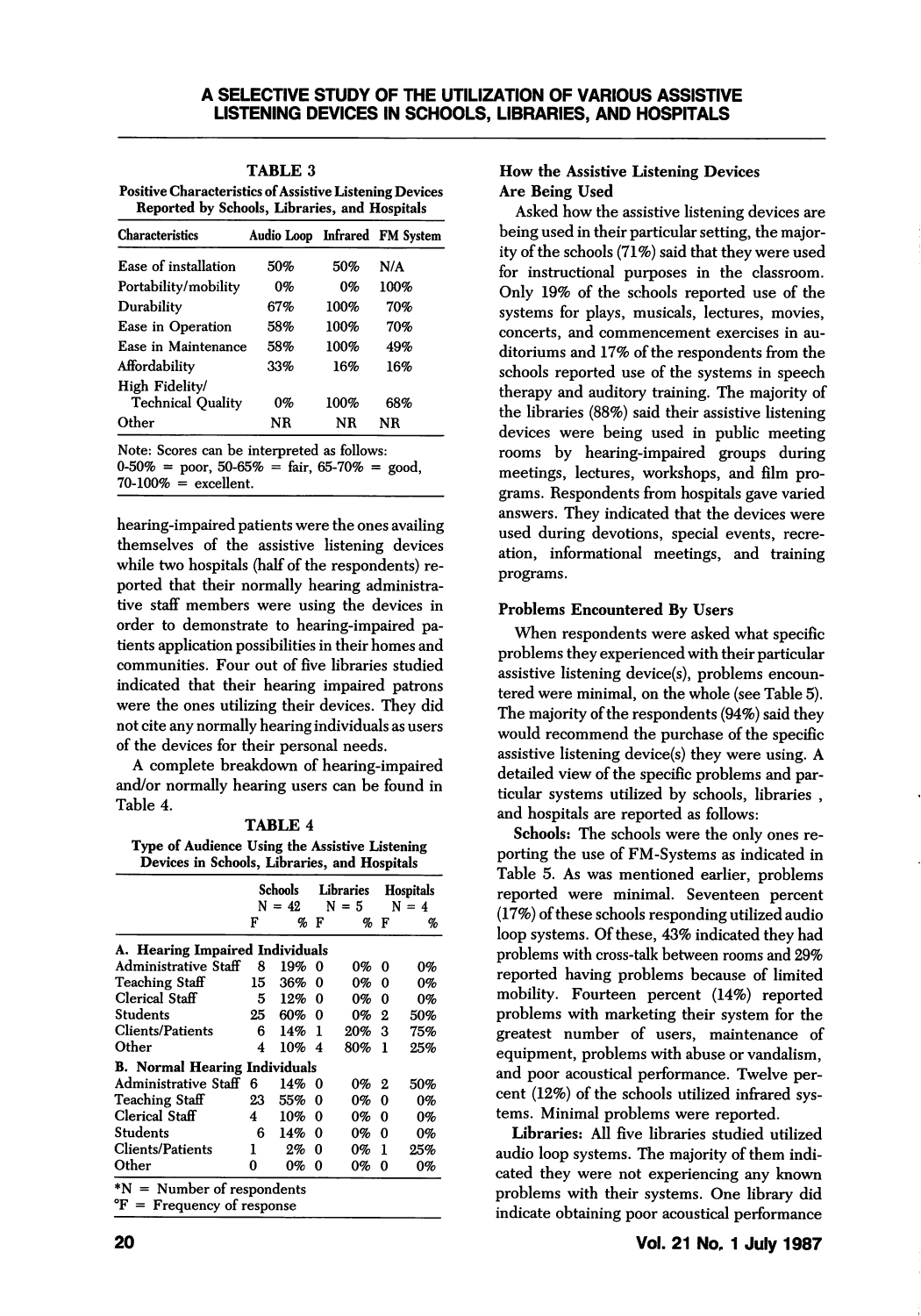**TABLE 3**

**Positive Characteristics of Assistive Listening Devices Reported by Schools, Libraries, and Hospitals**

| Characteristics | Audio Loop | Infrared | FM System |
|---|---|---|---|
| Ease of installation | 50% | 50% | N/A |
| Portability/mobility | 0% | 0% | 100% |
| Durability | 67% | 100% | 70% |
| Ease in Operation | 58% | 100% | 70% |
| Ease in Maintenance | 58% | 100% | 49% |
| Affordability | 33% | 16% | 16% |
| High Fidelity/ Technical Quality | 0% | 100% | 68% |
| Other | NR | NR | NR |

Note: Scores can be interpreted as follows: 0-50% = poor, 50-65% = fair, 65-70% = good, 70-100% = excellent.

hearing-impaired patients were the ones availing themselves of the assistive listening devices while two hospitals (half of the respondents) reported that their normally hearing administrative staff members were using the devices in order to demonstrate to hearing-impaired patients application possibilities in their homes and communities. Four out of five libraries studied indicated that their hearing impaired patrons were the ones utilizing their devices. They did not cite any normally hearing individuals as users of the devices for their personal needs.

A complete breakdown of hearing-impaired and/or normally hearing users can be found in Table 4.

**TABLE 4**

**Type of Audience Using the Assistive Listening Devices in Schools, Libraries, and Hospitals**

| | Schools N = 42 | | Libraries N = 5 | | Hospitals N = 4 | |
|---|---|---|---|---|---|---|
| | F | % | F | % | F | % |
| **A. Hearing Impaired Individuals** | | | | | | |
| Administrative Staff | 8 | 19% | 0 | 0% | 0 | 0% |
| Teaching Staff | 15 | 36% | 0 | 0% | 0 | 0% |
| Clerical Staff | 5 | 12% | 0 | 0% | 0 | 0% |
| Students | 25 | 60% | 0 | 0% | 2 | 50% |
| Clients/Patients | 6 | 14% | 1 | 20% | 3 | 75% |
| Other | 4 | 10% | 4 | 80% | 1 | 25% |
| **B. Normal Hearing Individuals** | | | | | | |
| Administrative Staff | 6 | 14% | 0 | 0% | 2 | 50% |
| Teaching Staff | 23 | 55% | 0 | 0% | 0 | 0% |
| Clerical Staff | 4 | 10% | 0 | 0% | 0 | 0% |
| Students | 6 | 14% | 0 | 0% | 0 | 0% |
| Clients/Patients | 1 | 2% | 0 | 0% | 1 | 25% |
| Other | 0 | 0% | 0 | 0% | 0 | 0% |

*N = Number of respondents
°F = Frequency of response

### How the Assistive Listening Devices Are Being Used

Asked how the assistive listening devices are being used in their particular setting, the majority of the schools (71%) said that they were used for instructional purposes in the classroom. Only 19% of the schools reported use of the systems for plays, musicals, lectures, movies, concerts, and commencement exercises in auditoriums and 17% of the respondents from the schools reported use of the systems in speech therapy and auditory training. The majority of the libraries (88%) said their assistive listening devices were being used in public meeting rooms by hearing-impaired groups during meetings, lectures, workshops, and film programs. Respondents from hospitals gave varied answers. They indicated that the devices were used during devotions, special events, recreation, informational meetings, and training programs.

### Problems Encountered By Users

When respondents were asked what specific problems they experienced with their particular assistive listening device(s), problems encountered were minimal, on the whole (see Table 5). The majority of the respondents (94%) said they would recommend the purchase of the specific assistive listening device(s) they were using. A detailed view of the specific problems and particular systems utilized by schools, libraries , and hospitals are reported as follows:

**Schools:** The schools were the only ones reporting the use of FM-Systems as indicated in Table 5. As was mentioned earlier, problems reported were minimal. Seventeen percent (17%) of these schools responding utilized audio loop systems. Of these, 43% indicated they had problems with cross-talk between rooms and 29% reported having problems because of limited mobility. Fourteen percent (14%) reported problems with marketing their system for the greatest number of users, maintenance of equipment, problems with abuse or vandalism, and poor acoustical performance. Twelve percent (12%) of the schools utilized infrared systems. Minimal problems were reported.

**Libraries:** All five libraries studied utilized audio loop systems. The majority of them indicated they were not experiencing any known problems with their systems. One library did indicate obtaining poor acoustical performance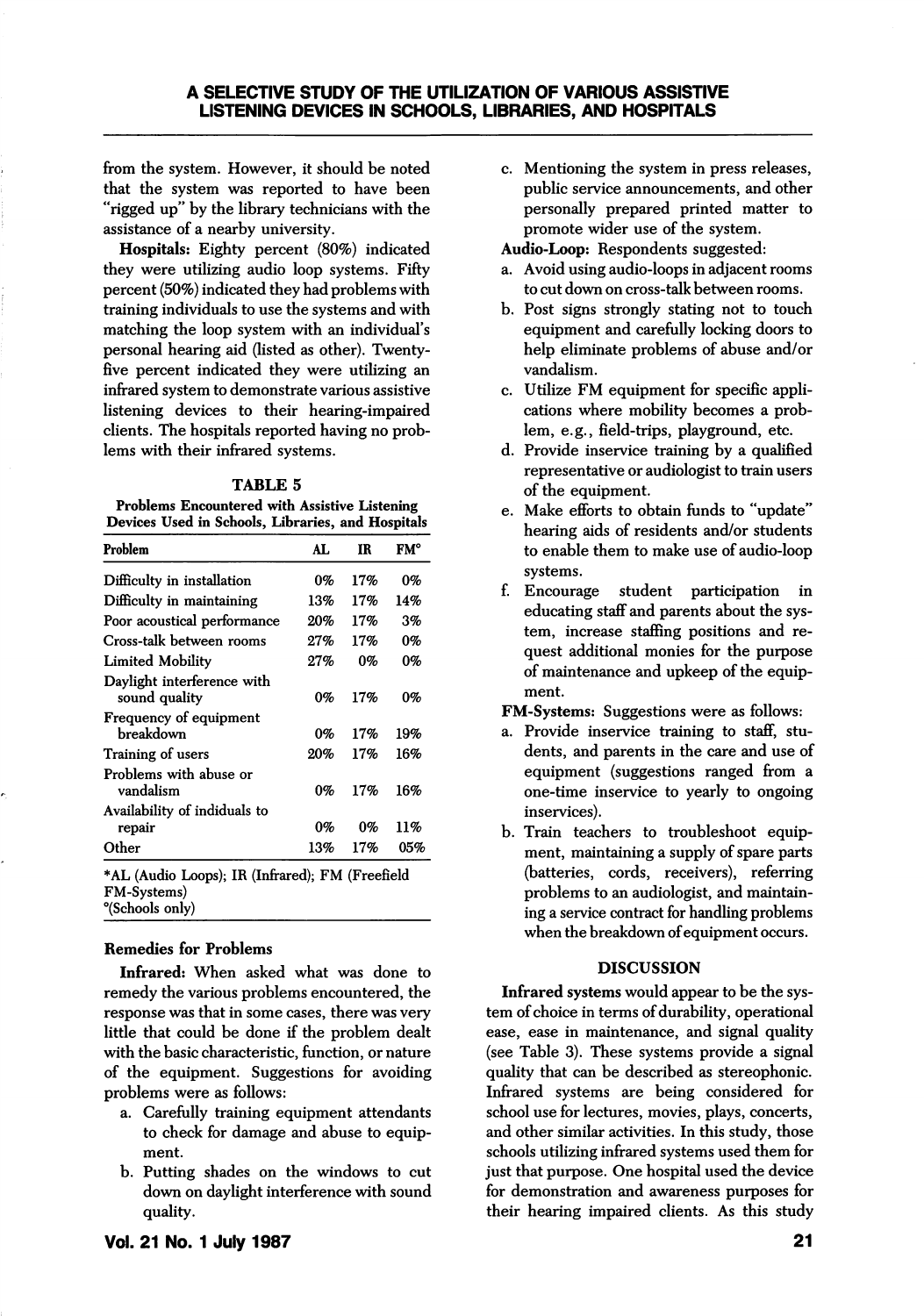from the system. However, it should be noted that the system was reported to have been "rigged up" by the library technicians with the assistance of a nearby university.

**Hospitals:** Eighty percent (80%) indicated they were utilizing audio loop systems. Fifty percent (50%) indicated they had problems with training individuals to use the systems and with matching the loop system with an individual's personal hearing aid (listed as other). Twenty-five percent indicated they were utilizing an infrared system to demonstrate various assistive listening devices to their hearing-impaired clients. The hospitals reported having no problems with their infrared systems.

**TABLE 5**

**Problems Encountered with Assistive Listening Devices Used in Schools, Libraries, and Hospitals**

| Problem | AL | IR | FM° |
|---|---|---|---|
| Difficulty in installation | 0% | 17% | 0% |
| Difficulty in maintaining | 13% | 17% | 14% |
| Poor acoustical performance | 20% | 17% | 3% |
| Cross-talk between rooms | 27% | 17% | 0% |
| Limited Mobility | 27% | 0% | 0% |
| Daylight interference with sound quality | 0% | 17% | 0% |
| Frequency of equipment breakdown | 0% | 17% | 19% |
| Training of users | 20% | 17% | 16% |
| Problems with abuse or vandalism | 0% | 17% | 16% |
| Availability of indiduals to repair | 0% | 0% | 11% |
| Other | 13% | 17% | 05% |

*AL (Audio Loops); IR (Infrared); FM (Freefield FM-Systems)
°(Schools only)

### Remedies for Problems

**Infrared:** When asked what was done to remedy the various problems encountered, the response was that in some cases, there was very little that could be done if the problem dealt with the basic characteristic, function, or nature of the equipment. Suggestions for avoiding problems were as follows:

a. Carefully training equipment attendants to check for damage and abuse to equipment.
b. Putting shades on the windows to cut down on daylight interference with sound quality.
c. Mentioning the system in press releases, public service announcements, and other personally prepared printed matter to promote wider use of the system.

**Audio-Loop:** Respondents suggested:

a. Avoid using audio-loops in adjacent rooms to cut down on cross-talk between rooms.
b. Post signs strongly stating not to touch equipment and carefully locking doors to help eliminate problems of abuse and/or vandalism.
c. Utilize FM equipment for specific applications where mobility becomes a problem, e.g., field-trips, playground, etc.
d. Provide inservice training by a qualified representative or audiologist to train users of the equipment.
e. Make efforts to obtain funds to "update" hearing aids of residents and/or students to enable them to make use of audio-loop systems.
f. Encourage student participation in educating staff and parents about the system, increase staffing positions and request additional monies for the purpose of maintenance and upkeep of the equipment.

**FM-Systems:** Suggestions were as follows:

a. Provide inservice training to staff, students, and parents in the care and use of equipment (suggestions ranged from a one-time inservice to yearly to ongoing inservices).
b. Train teachers to troubleshoot equipment, maintaining a supply of spare parts (batteries, cords, receivers), referring problems to an audiologist, and maintaining a service contract for handling problems when the breakdown of equipment occurs.

## DISCUSSION

**Infrared systems** would appear to be the system of choice in terms of durability, operational ease, ease in maintenance, and signal quality (see Table 3). These systems provide a signal quality that can be described as stereophonic. Infrared systems are being considered for school use for lectures, movies, plays, concerts, and other similar activities. In this study, those schools utilizing infrared systems used them for just that purpose. One hospital used the device for demonstration and awareness purposes for their hearing impaired clients. As this study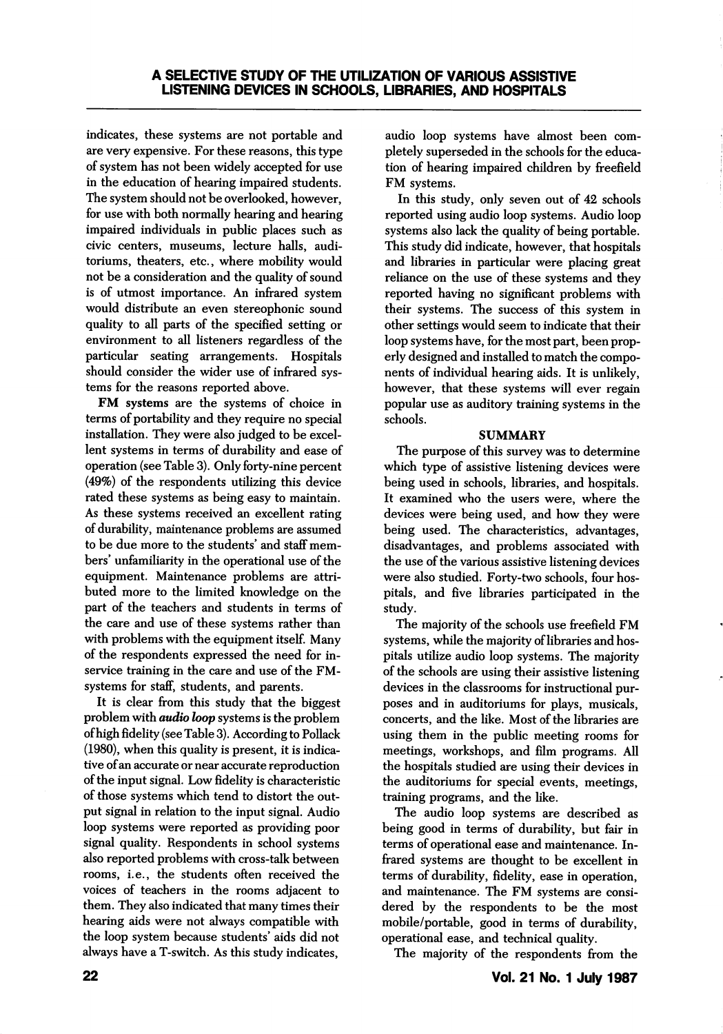indicates, these systems are not portable and are very expensive. For these reasons, this type of system has not been widely accepted for use in the education of hearing impaired students. The system should not be overlooked, however, for use with both normally hearing and hearing impaired individuals in public places such as civic centers, museums, lecture halls, auditoriums, theaters, etc., where mobility would not be a consideration and the quality of sound is of utmost importance. An infrared system would distribute an even stereophonic sound quality to all parts of the specified setting or environment to all listeners regardless of the particular seating arrangements. Hospitals should consider the wider use of infrared systems for the reasons reported above.

**FM systems** are the systems of choice in terms of portability and they require no special installation. They were also judged to be excellent systems in terms of durability and ease of operation (see Table 3). Only forty-nine percent (49%) of the respondents utilizing this device rated these systems as being easy to maintain. As these systems received an excellent rating of durability, maintenance problems are assumed to be due more to the students' and staff members' unfamiliarity in the operational use of the equipment. Maintenance problems are attributed more to the limited knowledge on the part of the teachers and students in terms of the care and use of these systems rather than with problems with the equipment itself. Many of the respondents expressed the need for in-service training in the care and use of the FM-systems for staff, students, and parents.

It is clear from this study that the biggest problem with ***audio loop*** systems is the problem of high fidelity (see Table 3). According to Pollack (1980), when this quality is present, it is indicative of an accurate or near accurate reproduction of the input signal. Low fidelity is characteristic of those systems which tend to distort the output signal in relation to the input signal. Audio loop systems were reported as providing poor signal quality. Respondents in school systems also reported problems with cross-talk between rooms, i.e., the students often received the voices of teachers in the rooms adjacent to them. They also indicated that many times their hearing aids were not always compatible with the loop system because students' aids did not always have a T-switch. As this study indicates, audio loop systems have almost been completely superseded in the schools for the education of hearing impaired children by freefield FM systems.

In this study, only seven out of 42 schools reported using audio loop systems. Audio loop systems also lack the quality of being portable. This study did indicate, however, that hospitals and libraries in particular were placing great reliance on the use of these systems and they reported having no significant problems with their systems. The success of this system in other settings would seem to indicate that their loop systems have, for the most part, been properly designed and installed to match the components of individual hearing aids. It is unlikely, however, that these systems will ever regain popular use as auditory training systems in the schools.

## SUMMARY

The purpose of this survey was to determine which type of assistive listening devices were being used in schools, libraries, and hospitals. It examined who the users were, where the devices were being used, and how they were being used. The characteristics, advantages, disadvantages, and problems associated with the use of the various assistive listening devices were also studied. Forty-two schools, four hospitals, and five libraries participated in the study.

The majority of the schools use freefield FM systems, while the majority of libraries and hospitals utilize audio loop systems. The majority of the schools are using their assistive listening devices in the classrooms for instructional purposes and in auditoriums for plays, musicals, concerts, and the like. Most of the libraries are using them in the public meeting rooms for meetings, workshops, and film programs. All the hospitals studied are using their devices in the auditoriums for special events, meetings, training programs, and the like.

The audio loop systems are described as being good in terms of durability, but fair in terms of operational ease and maintenance. Infrared systems are thought to be excellent in terms of durability, fidelity, ease in operation, and maintenance. The FM systems are considered by the respondents to be the most mobile/portable, good in terms of durability, operational ease, and technical quality.

The majority of the respondents from the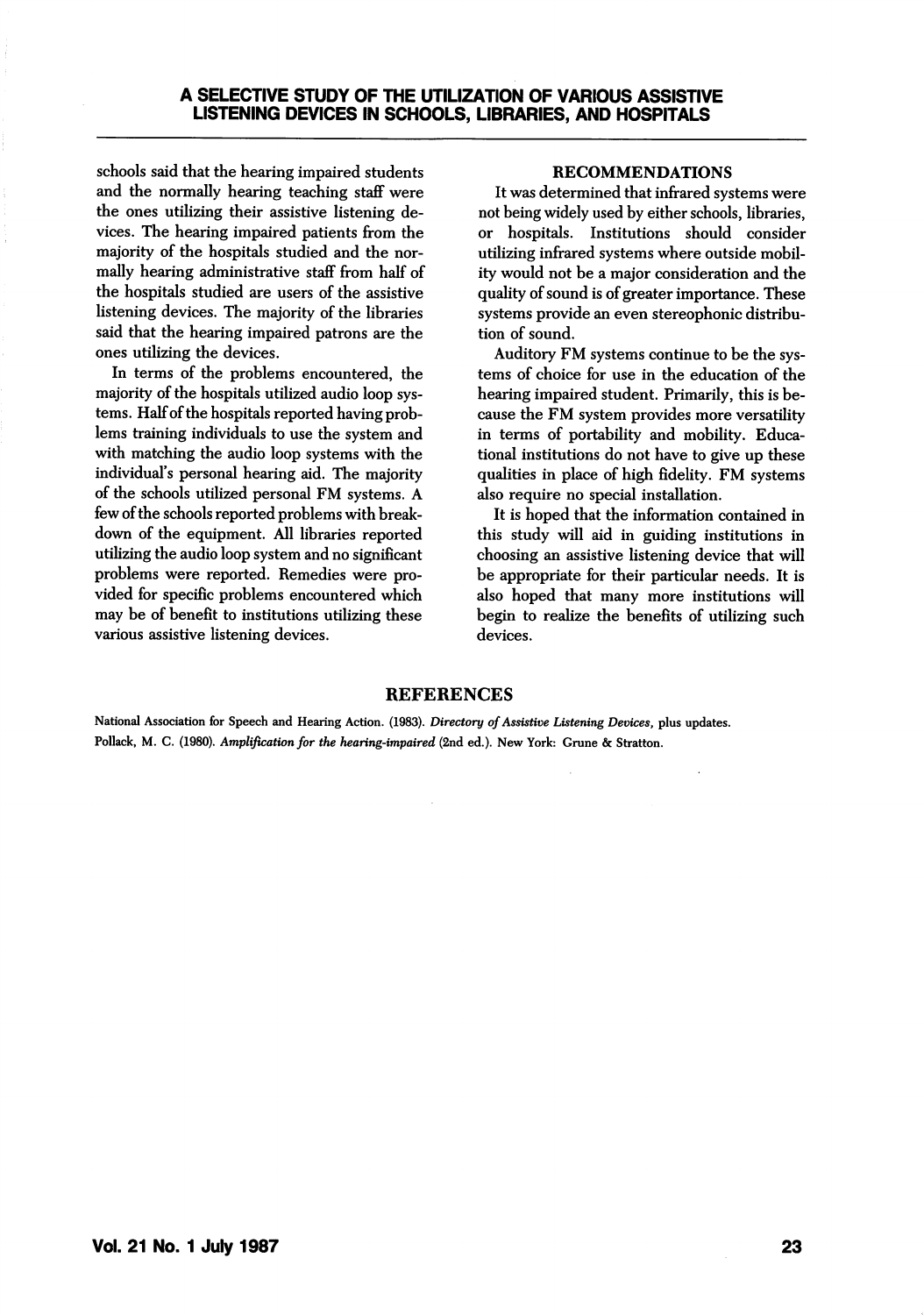schools said that the hearing impaired students and the normally hearing teaching staff were the ones utilizing their assistive listening devices. The hearing impaired patients from the majority of the hospitals studied and the normally hearing administrative staff from half of the hospitals studied are users of the assistive listening devices. The majority of the libraries said that the hearing impaired patrons are the ones utilizing the devices.

In terms of the problems encountered, the majority of the hospitals utilized audio loop systems. Half of the hospitals reported having problems training individuals to use the system and with matching the audio loop systems with the individual's personal hearing aid. The majority of the schools utilized personal FM systems. A few of the schools reported problems with breakdown of the equipment. All libraries reported utilizing the audio loop system and no significant problems were reported. Remedies were provided for specific problems encountered which may be of benefit to institutions utilizing these various assistive listening devices.

## RECOMMENDATIONS

It was determined that infrared systems were not being widely used by either schools, libraries, or hospitals. Institutions should consider utilizing infrared systems where outside mobility would not be a major consideration and the quality of sound is of greater importance. These systems provide an even stereophonic distribution of sound.

Auditory FM systems continue to be the systems of choice for use in the education of the hearing impaired student. Primarily, this is because the FM system provides more versatility in terms of portability and mobility. Educational institutions do not have to give up these qualities in place of high fidelity. FM systems also require no special installation.

It is hoped that the information contained in this study will aid in guiding institutions in choosing an assistive listening device that will be appropriate for their particular needs. It is also hoped that many more institutions will begin to realize the benefits of utilizing such devices.

## REFERENCES

National Association for Speech and Hearing Action. (1983). *Directory of Assistive Listening Devices,* plus updates.

Pollack, M. C. (1980). *Amplification for the hearing-impaired* (2nd ed.). New York: Grune & Stratton.